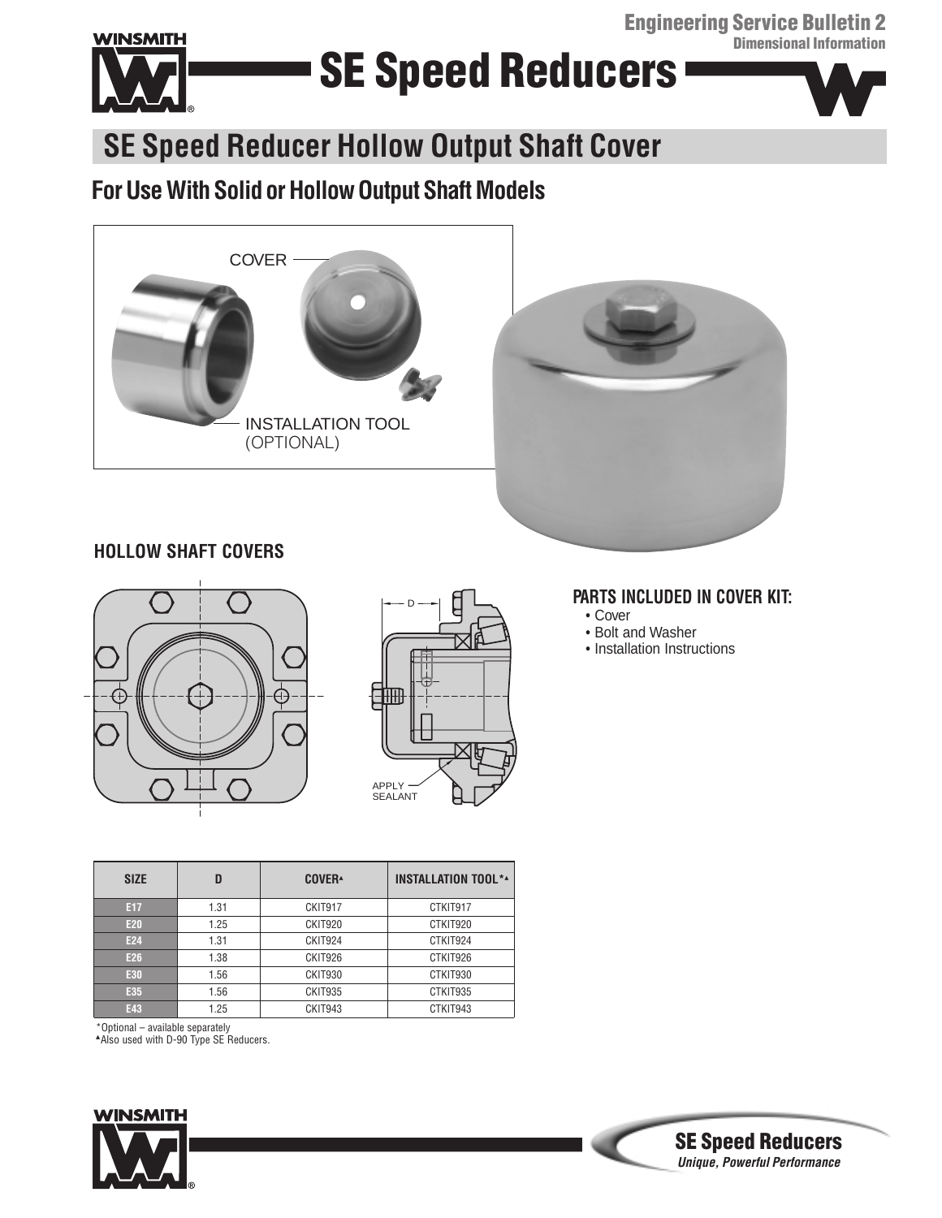**Engineering Service Bulletin 2**
**Dimensional Information**

# SE Speed Reducers

## SE Speed Reducer Hollow Output Shaft Cover

### For Use With Solid or Hollow Output Shaft Models

COVER

INSTALLATION TOOL
(OPTIONAL)

### HOLLOW SHAFT COVERS

D

APPLY SEALANT

### PARTS INCLUDED IN COVER KIT:

- Cover
- Bolt and Washer
- Installation Instructions

| SIZE | D | COVER▲ | INSTALLATION TOOL*▲ |
|---|---|---|---|
| E17 | 1.31 | CKIT917 | CTKIT917 |
| E20 | 1.25 | CKIT920 | CTKIT920 |
| E24 | 1.31 | CKIT924 | CTKIT924 |
| E26 | 1.38 | CKIT926 | CTKIT926 |
| E30 | 1.56 | CKIT930 | CTKIT930 |
| E35 | 1.56 | CKIT935 | CTKIT935 |
| E43 | 1.25 | CKIT943 | CTKIT943 |

*Optional – available separately
▲Also used with D-90 Type SE Reducers.

**SE Speed Reducers**
*Unique, Powerful Performance*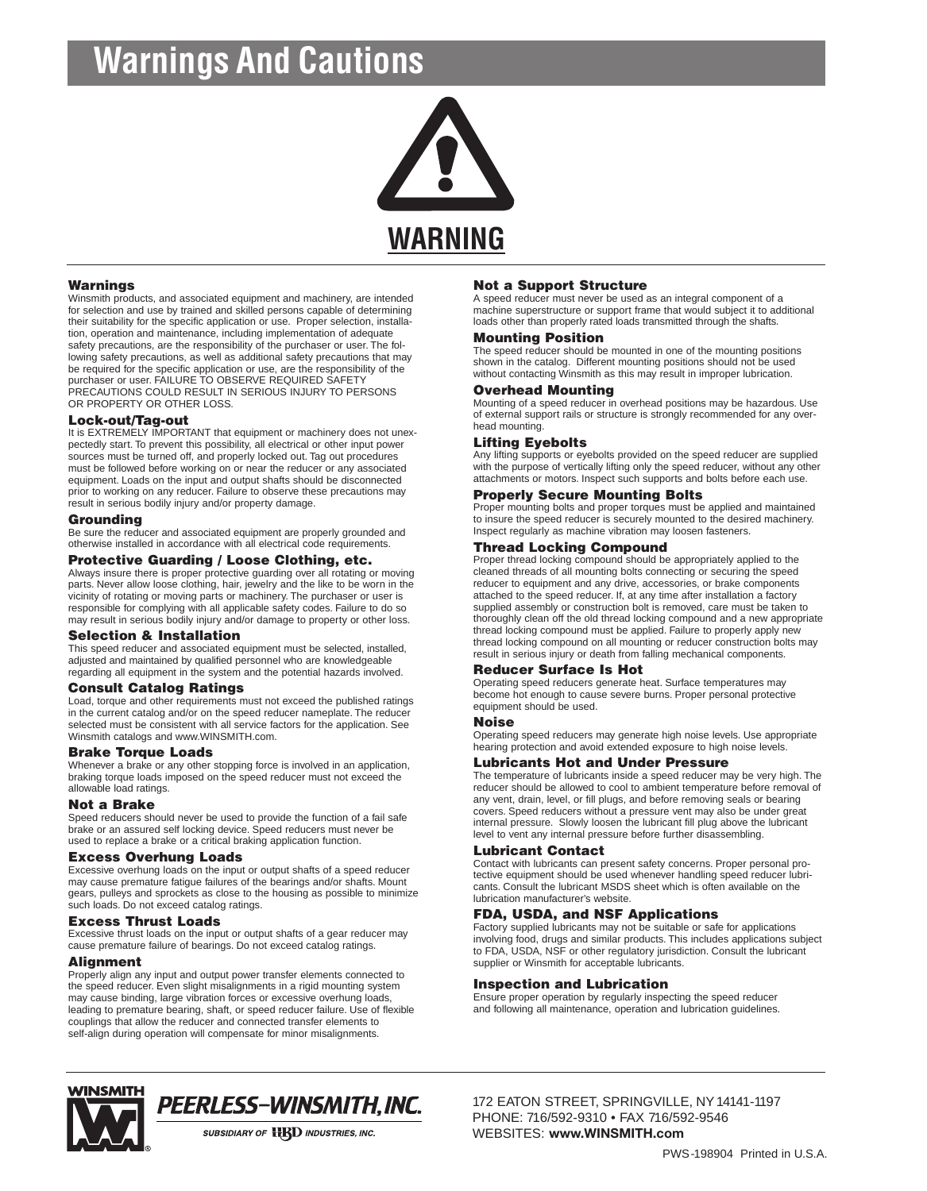# Warnings And Cautions

**WARNING**

### Warnings

Winsmith products, and associated equipment and machinery, are intended for selection and use by trained and skilled persons capable of determining their suitability for the specific application or use. Proper selection, installation, operation and maintenance, including implementation of adequate safety precautions, are the responsibility of the purchaser or user. The following safety precautions, as well as additional safety precautions that may be required for the specific application or use, are the responsibility of the purchaser or user. FAILURE TO OBSERVE REQUIRED SAFETY PRECAUTIONS COULD RESULT IN SERIOUS INJURY TO PERSONS OR PROPERTY OR OTHER LOSS.

### Lock-out/Tag-out

It is EXTREMELY IMPORTANT that equipment or machinery does not unexpectedly start. To prevent this possibility, all electrical or other input power sources must be turned off, and properly locked out. Tag out procedures must be followed before working on or near the reducer or any associated equipment. Loads on the input and output shafts should be disconnected prior to working on any reducer. Failure to observe these precautions may result in serious bodily injury and/or property damage.

### Grounding

Be sure the reducer and associated equipment are properly grounded and otherwise installed in accordance with all electrical code requirements.

### Protective Guarding / Loose Clothing, etc.

Always insure there is proper protective guarding over all rotating or moving parts. Never allow loose clothing, hair, jewelry and the like to be worn in the vicinity of rotating or moving parts or machinery. The purchaser or user is responsible for complying with all applicable safety codes. Failure to do so may result in serious bodily injury and/or damage to property or other loss.

### Selection & Installation

This speed reducer and associated equipment must be selected, installed, adjusted and maintained by qualified personnel who are knowledgeable regarding all equipment in the system and the potential hazards involved.

### Consult Catalog Ratings

Load, torque and other requirements must not exceed the published ratings in the current catalog and/or on the speed reducer nameplate. The reducer selected must be consistent with all service factors for the application. See Winsmith catalogs and www.WINSMITH.com.

### Brake Torque Loads

Whenever a brake or any other stopping force is involved in an application, braking torque loads imposed on the speed reducer must not exceed the allowable load ratings.

### Not a Brake

Speed reducers should never be used to provide the function of a fail safe brake or an assured self locking device. Speed reducers must never be used to replace a brake or a critical braking application function.

### Excess Overhung Loads

Excessive overhung loads on the input or output shafts of a speed reducer may cause premature fatigue failures of the bearings and/or shafts. Mount gears, pulleys and sprockets as close to the housing as possible to minimize such loads. Do not exceed catalog ratings.

### Excess Thrust Loads

Excessive thrust loads on the input or output shafts of a gear reducer may cause premature failure of bearings. Do not exceed catalog ratings.

### Alignment

Properly align any input and output power transfer elements connected to the speed reducer. Even slight misalignments in a rigid mounting system may cause binding, large vibration forces or excessive overhung loads, leading to premature bearing, shaft, or speed reducer failure. Use of flexible couplings that allow the reducer and connected transfer elements to self-align during operation will compensate for minor misalignments.

### Not a Support Structure

A speed reducer must never be used as an integral component of a machine superstructure or support frame that would subject it to additional loads other than properly rated loads transmitted through the shafts.

### Mounting Position

The speed reducer should be mounted in one of the mounting positions shown in the catalog. Different mounting positions should not be used without contacting Winsmith as this may result in improper lubrication.

### Overhead Mounting

Mounting of a speed reducer in overhead positions may be hazardous. Use of external support rails or structure is strongly recommended for any overhead mounting.

### Lifting Eyebolts

Any lifting supports or eyebolts provided on the speed reducer are supplied with the purpose of vertically lifting only the speed reducer, without any other attachments or motors. Inspect such supports and bolts before each use.

### Properly Secure Mounting Bolts

Proper mounting bolts and proper torques must be applied and maintained to insure the speed reducer is securely mounted to the desired machinery. Inspect regularly as machine vibration may loosen fasteners.

### Thread Locking Compound

Proper thread locking compound should be appropriately applied to the cleaned threads of all mounting bolts connecting or securing the speed reducer to equipment and any drive, accessories, or brake components attached to the speed reducer. If, at any time after installation a factory supplied assembly or construction bolt is removed, care must be taken to thoroughly clean off the old thread locking compound and a new appropriate thread locking compound must be applied. Failure to properly apply new thread locking compound on all mounting or reducer construction bolts may result in serious injury or death from falling mechanical components.

### Reducer Surface Is Hot

Operating speed reducers generate heat. Surface temperatures may become hot enough to cause severe burns. Proper personal protective equipment should be used.

### Noise

Operating speed reducers may generate high noise levels. Use appropriate hearing protection and avoid extended exposure to high noise levels.

### Lubricants Hot and Under Pressure

The temperature of lubricants inside a speed reducer may be very high. The reducer should be allowed to cool to ambient temperature before removal of any vent, drain, level, or fill plugs, and before removing seals or bearing covers. Speed reducers without a pressure vent may also be under great internal pressure. Slowly loosen the lubricant fill plug above the lubricant level to vent any internal pressure before further disassembling.

### Lubricant Contact

Contact with lubricants can present safety concerns. Proper personal protective equipment should be used whenever handling speed reducer lubricants. Consult the lubricant MSDS sheet which is often available on the lubrication manufacturer's website.

### FDA, USDA, and NSF Applications

Factory supplied lubricants may not be suitable or safe for applications involving food, drugs and similar products. This includes applications subject to FDA, USDA, NSF or other regulatory jurisdiction. Consult the lubricant supplier or Winsmith for acceptable lubricants.

### Inspection and Lubrication

Ensure proper operation by regularly inspecting the speed reducer and following all maintenance, operation and lubrication guidelines.

WINSMITH

PEERLESS-WINSMITH, INC.

SUBSIDIARY OF HBD INDUSTRIES, INC.

172 EATON STREET, SPRINGVILLE, NY 14141-1197
PHONE: 716/592-9310 • FAX 716/592-9546
WEBSITES: **www.WINSMITH.com**

PWS-198904 Printed in U.S.A.